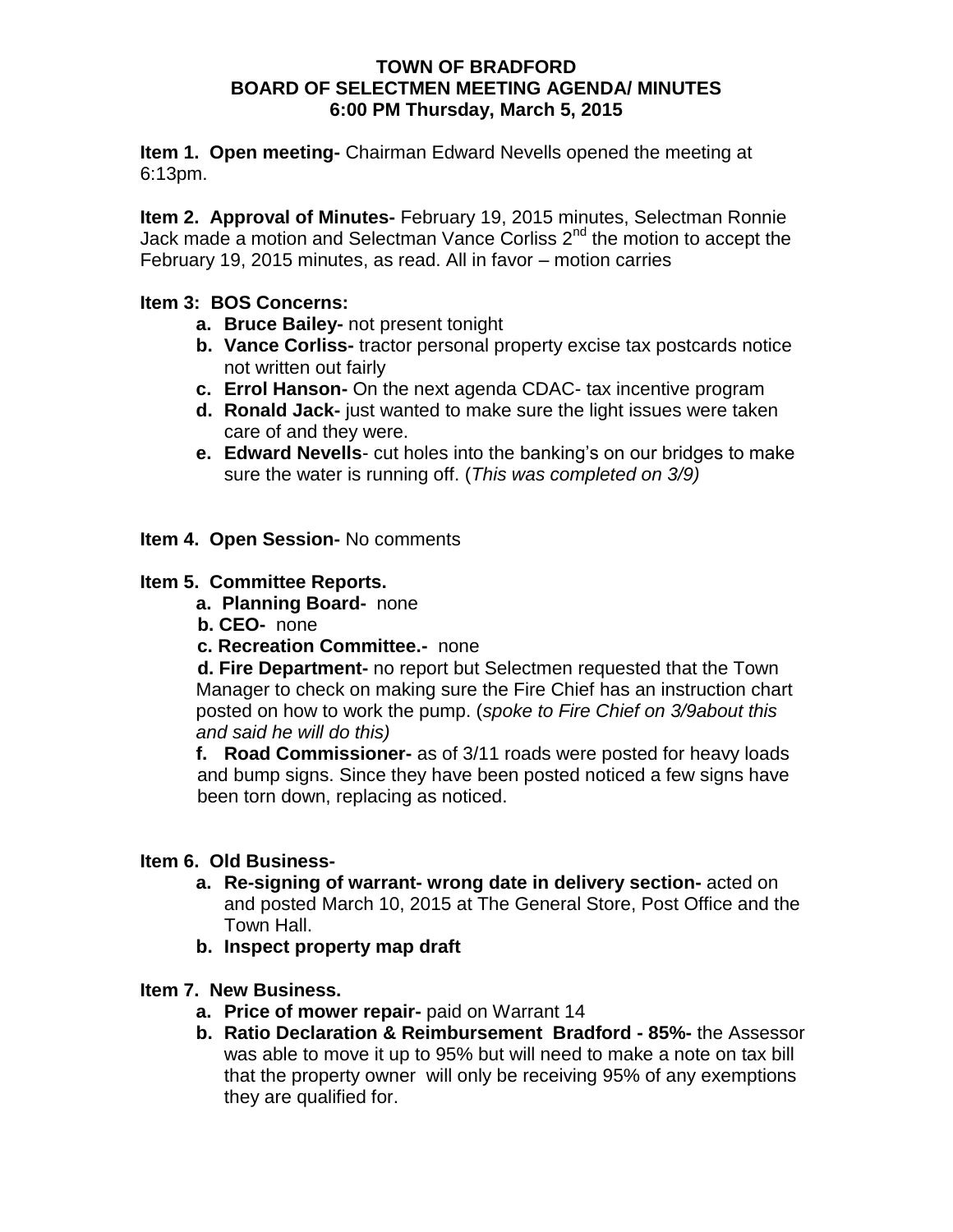# TOWN OF BRADFORD
## BOARD OF SELECTMEN MEETING AGENDA/ MINUTES
### 6:00 PM Thursday, March 5, 2015

**Item 1. Open meeting-** Chairman Edward Nevells opened the meeting at 6:13pm.

**Item 2. Approval of Minutes-** February 19, 2015 minutes, Selectman Ronnie Jack made a motion and Selectman Vance Corliss 2nd the motion to accept the February 19, 2015 minutes, as read. All in favor – motion carries

**Item 3: BOS Concerns:**

- **a. Bruce Bailey-** not present tonight
- **b. Vance Corliss-** tractor personal property excise tax postcards notice not written out fairly
- **c. Errol Hanson-** On the next agenda CDAC- tax incentive program
- **d. Ronald Jack-** just wanted to make sure the light issues were taken care of and they were.
- **e. Edward Nevells**- cut holes into the banking's on our bridges to make sure the water is running off. (*This was completed on 3/9)*

**Item 4. Open Session-** No comments

**Item 5. Committee Reports.**

- **a. Planning Board-** none
- **b. CEO-** none
- **c. Recreation Committee.-** none
- **d. Fire Department-** no report but Selectmen requested that the Town Manager to check on making sure the Fire Chief has an instruction chart posted on how to work the pump. (*spoke to Fire Chief on 3/9about this and said he will do this)*
- **f. Road Commissioner-** as of 3/11 roads were posted for heavy loads and bump signs. Since they have been posted noticed a few signs have been torn down, replacing as noticed.

**Item 6. Old Business-**

- **a. Re-signing of warrant- wrong date in delivery section-** acted on and posted March 10, 2015 at The General Store, Post Office and the Town Hall.
- **b. Inspect property map draft**

**Item 7. New Business.**

- **a. Price of mower repair-** paid on Warrant 14
- **b. Ratio Declaration & Reimbursement Bradford - 85%-** the Assessor was able to move it up to 95% but will need to make a note on tax bill that the property owner will only be receiving 95% of any exemptions they are qualified for.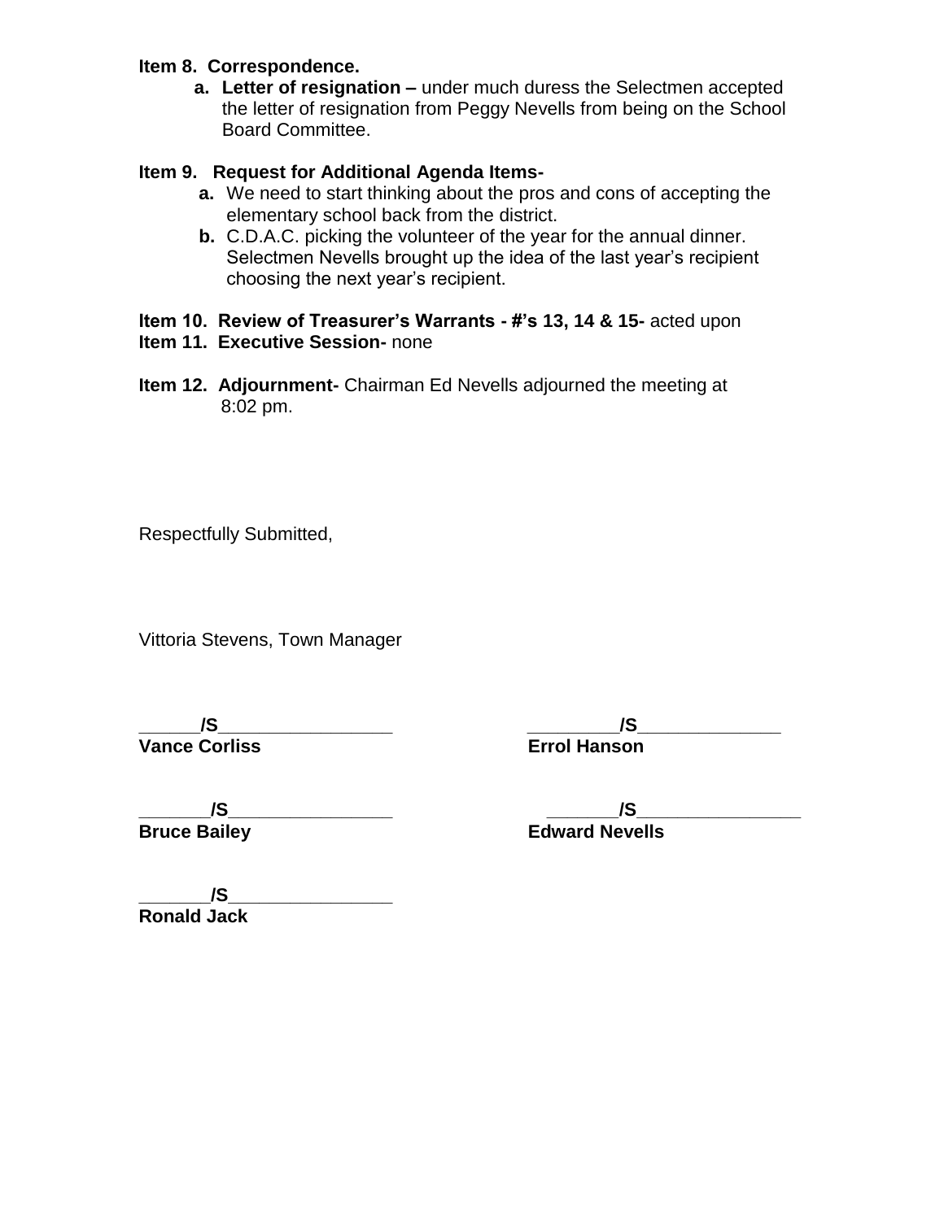**Item 8. Correspondence.**

a. **Letter of resignation –** under much duress the Selectmen accepted the letter of resignation from Peggy Nevells from being on the School Board Committee.

**Item 9. Request for Additional Agenda Items-**

a. We need to start thinking about the pros and cons of accepting the elementary school back from the district.
b. C.D.A.C. picking the volunteer of the year for the annual dinner. Selectmen Nevells brought up the idea of the last year's recipient choosing the next year's recipient.

**Item 10. Review of Treasurer's Warrants - #'s 13, 14 & 15-** acted upon

**Item 11. Executive Session-** none

**Item 12. Adjournment-** Chairman Ed Nevells adjourned the meeting at 8:02 pm.

Respectfully Submitted,

Vittoria Stevens, Town Manager

______/S________________ **Vance Corliss**

________/S_____________ **Errol Hanson**

_______/S_______________ **Bruce Bailey**

_______/S_______________ **Edward Nevells**

_______/S_______________ **Ronald Jack**